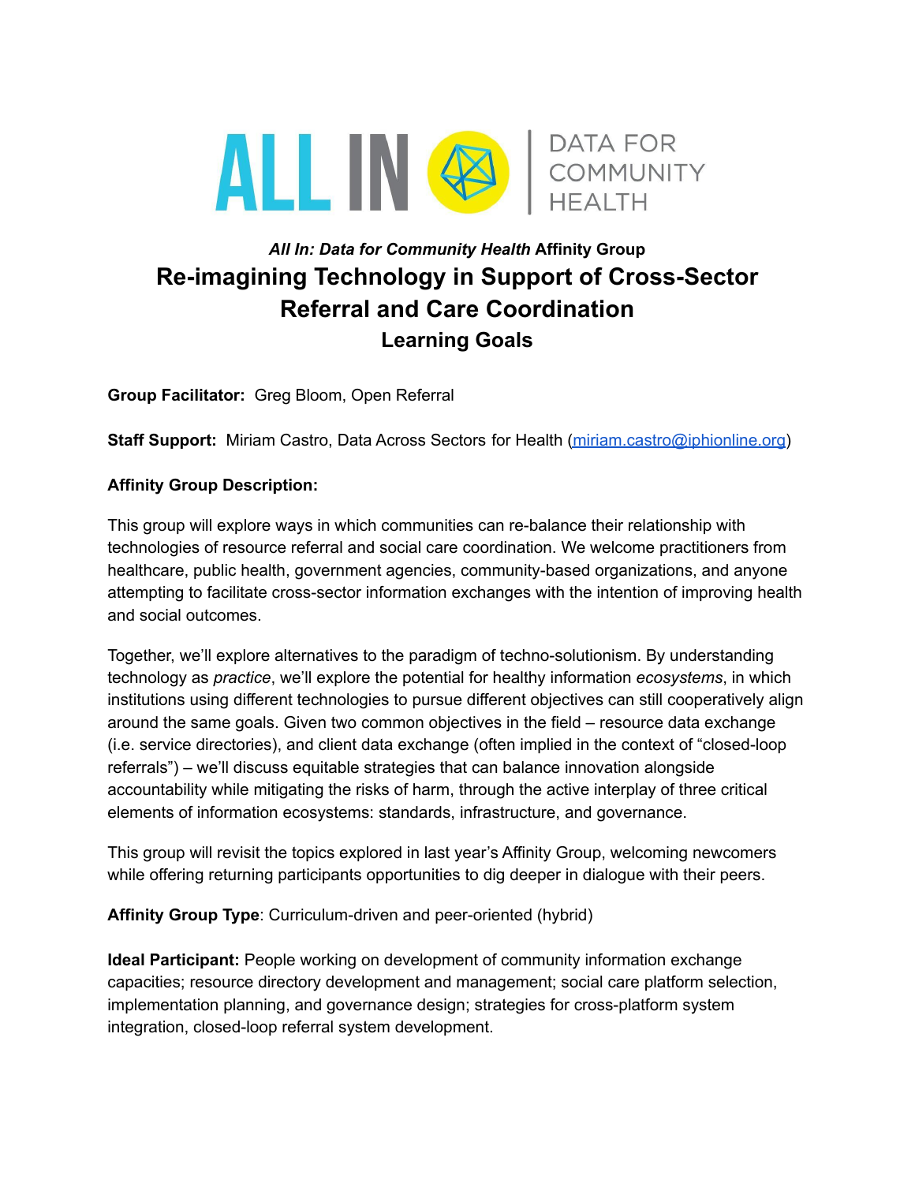ALL IN | DATA FOR COMMUNITY HEALTH

***All In: Data for Community Health*** **Affinity Group**

# Re-imagining Technology in Support of Cross-Sector Referral and Care Coordination

## Learning Goals

**Group Facilitator:** Greg Bloom, Open Referral

**Staff Support:** Miriam Castro, Data Across Sectors for Health (miriam.castro@iphionline.org)

**Affinity Group Description:**

This group will explore ways in which communities can re-balance their relationship with technologies of resource referral and social care coordination. We welcome practitioners from healthcare, public health, government agencies, community-based organizations, and anyone attempting to facilitate cross-sector information exchanges with the intention of improving health and social outcomes.

Together, we'll explore alternatives to the paradigm of techno-solutionism. By understanding technology as *practice*, we'll explore the potential for healthy information *ecosystems*, in which institutions using different technologies to pursue different objectives can still cooperatively align around the same goals. Given two common objectives in the field – resource data exchange (i.e. service directories), and client data exchange (often implied in the context of "closed-loop referrals") – we'll discuss equitable strategies that can balance innovation alongside accountability while mitigating the risks of harm, through the active interplay of three critical elements of information ecosystems: standards, infrastructure, and governance.

This group will revisit the topics explored in last year's Affinity Group, welcoming newcomers while offering returning participants opportunities to dig deeper in dialogue with their peers.

**Affinity Group Type**: Curriculum-driven and peer-oriented (hybrid)

**Ideal Participant:** People working on development of community information exchange capacities; resource directory development and management; social care platform selection, implementation planning, and governance design; strategies for cross-platform system integration, closed-loop referral system development.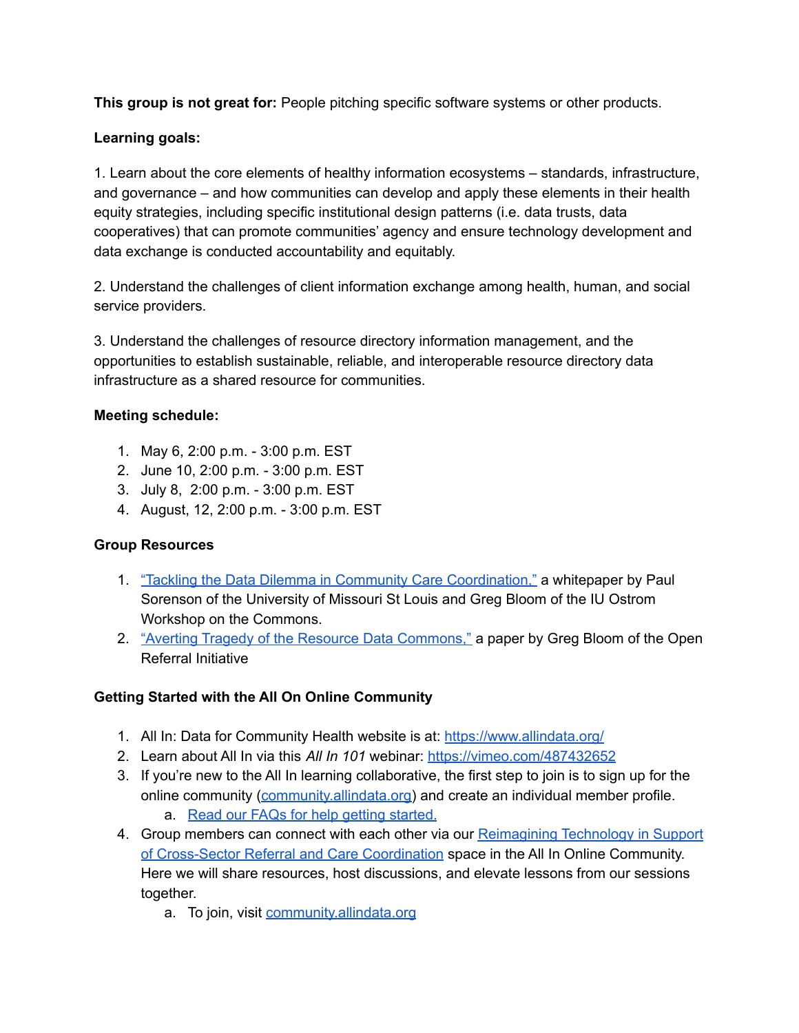**This group is not great for:** People pitching specific software systems or other products.

**Learning goals:**

1. Learn about the core elements of healthy information ecosystems – standards, infrastructure, and governance – and how communities can develop and apply these elements in their health equity strategies, including specific institutional design patterns (i.e. data trusts, data cooperatives) that can promote communities' agency and ensure technology development and data exchange is conducted accountability and equitably.

2. Understand the challenges of client information exchange among health, human, and social service providers.

3. Understand the challenges of resource directory information management, and the opportunities to establish sustainable, reliable, and interoperable resource directory data infrastructure as a shared resource for communities.

**Meeting schedule:**

1. May 6, 2:00 p.m. - 3:00 p.m. EST
2. June 10, 2:00 p.m. - 3:00 p.m. EST
3. July 8, 2:00 p.m. - 3:00 p.m. EST
4. August, 12, 2:00 p.m. - 3:00 p.m. EST

**Group Resources**

1. "Tackling the Data Dilemma in Community Care Coordination," a whitepaper by Paul Sorenson of the University of Missouri St Louis and Greg Bloom of the IU Ostrom Workshop on the Commons.
2. "Averting Tragedy of the Resource Data Commons," a paper by Greg Bloom of the Open Referral Initiative

**Getting Started with the All On Online Community**

1. All In: Data for Community Health website is at: https://www.allindata.org/
2. Learn about All In via this *All In 101* webinar: https://vimeo.com/487432652
3. If you're new to the All In learning collaborative, the first step to join is to sign up for the online community (community.allindata.org) and create an individual member profile.
   a. Read our FAQs for help getting started.
4. Group members can connect with each other via our Reimagining Technology in Support of Cross-Sector Referral and Care Coordination space in the All In Online Community. Here we will share resources, host discussions, and elevate lessons from our sessions together.
   a. To join, visit community.allindata.org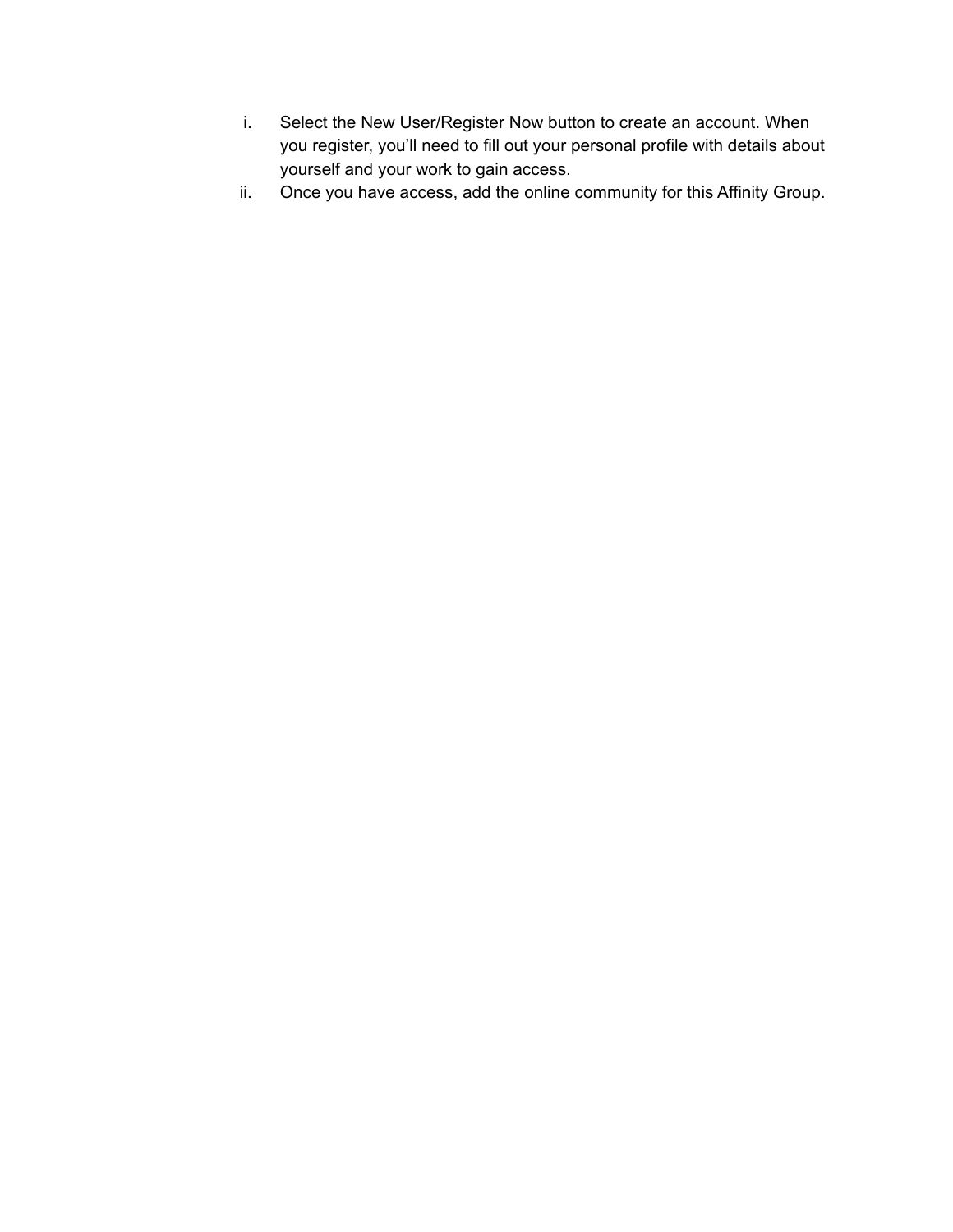i. Select the New User/Register Now button to create an account. When you register, you'll need to fill out your personal profile with details about yourself and your work to gain access.

ii. Once you have access, add the online community for this Affinity Group.